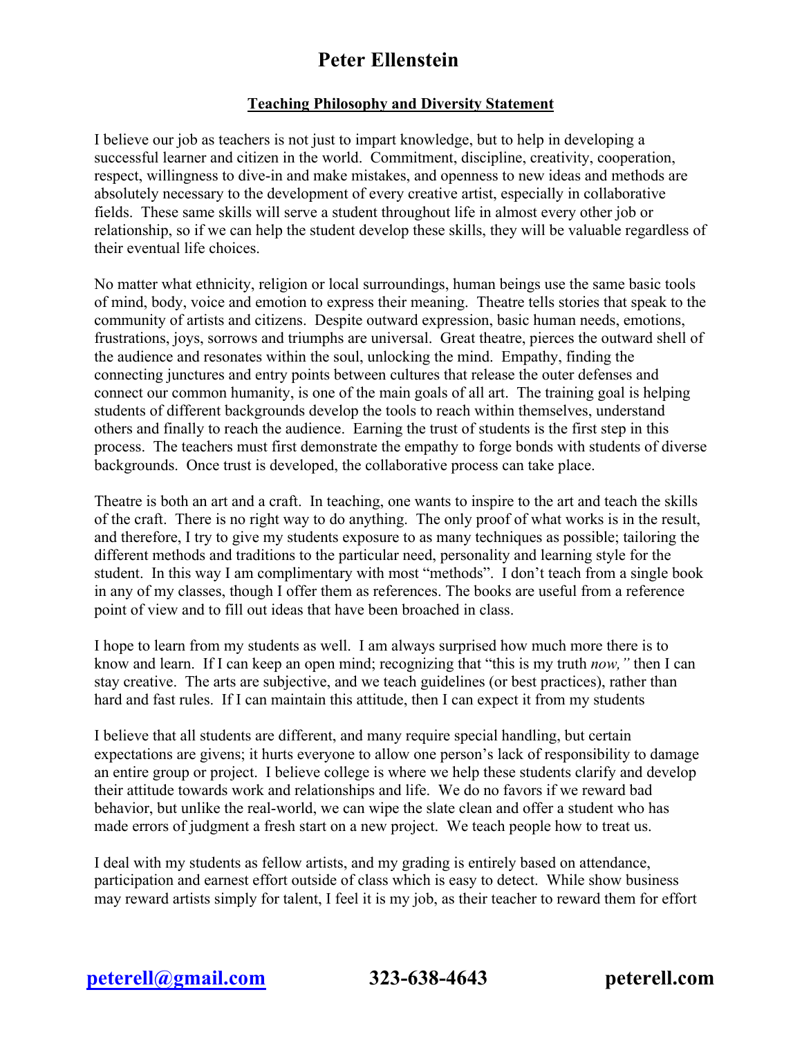# Peter Ellenstein

## Teaching Philosophy and Diversity Statement

I believe our job as teachers is not just to impart knowledge, but to help in developing a successful learner and citizen in the world. Commitment, discipline, creativity, cooperation, respect, willingness to dive-in and make mistakes, and openness to new ideas and methods are absolutely necessary to the development of every creative artist, especially in collaborative fields. These same skills will serve a student throughout life in almost every other job or relationship, so if we can help the student develop these skills, they will be valuable regardless of their eventual life choices.

No matter what ethnicity, religion or local surroundings, human beings use the same basic tools of mind, body, voice and emotion to express their meaning. Theatre tells stories that speak to the community of artists and citizens. Despite outward expression, basic human needs, emotions, frustrations, joys, sorrows and triumphs are universal. Great theatre, pierces the outward shell of the audience and resonates within the soul, unlocking the mind. Empathy, finding the connecting junctures and entry points between cultures that release the outer defenses and connect our common humanity, is one of the main goals of all art. The training goal is helping students of different backgrounds develop the tools to reach within themselves, understand others and finally to reach the audience. Earning the trust of students is the first step in this process. The teachers must first demonstrate the empathy to forge bonds with students of diverse backgrounds. Once trust is developed, the collaborative process can take place.

Theatre is both an art and a craft. In teaching, one wants to inspire to the art and teach the skills of the craft. There is no right way to do anything. The only proof of what works is in the result, and therefore, I try to give my students exposure to as many techniques as possible; tailoring the different methods and traditions to the particular need, personality and learning style for the student. In this way I am complimentary with most "methods". I don't teach from a single book in any of my classes, though I offer them as references. The books are useful from a reference point of view and to fill out ideas that have been broached in class.

I hope to learn from my students as well. I am always surprised how much more there is to know and learn. If I can keep an open mind; recognizing that "this is my truth *now,"* then I can stay creative. The arts are subjective, and we teach guidelines (or best practices), rather than hard and fast rules. If I can maintain this attitude, then I can expect it from my students

I believe that all students are different, and many require special handling, but certain expectations are givens; it hurts everyone to allow one person's lack of responsibility to damage an entire group or project. I believe college is where we help these students clarify and develop their attitude towards work and relationships and life. We do no favors if we reward bad behavior, but unlike the real-world, we can wipe the slate clean and offer a student who has made errors of judgment a fresh start on a new project. We teach people how to treat us.

I deal with my students as fellow artists, and my grading is entirely based on attendance, participation and earnest effort outside of class which is easy to detect. While show business may reward artists simply for talent, I feel it is my job, as their teacher to reward them for effort

**peterell@gmail.com** **323-638-4643** **peterell.com**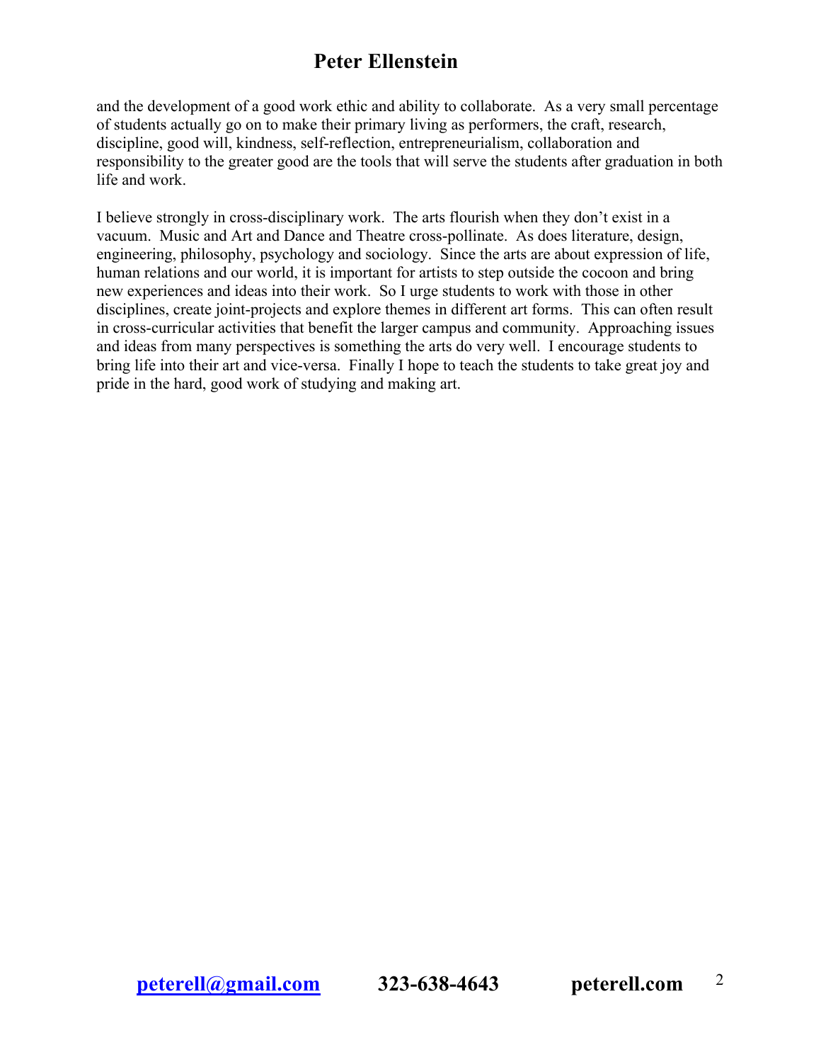and the development of a good work ethic and ability to collaborate. As a very small percentage of students actually go on to make their primary living as performers, the craft, research, discipline, good will, kindness, self-reflection, entrepreneurialism, collaboration and responsibility to the greater good are the tools that will serve the students after graduation in both life and work.

I believe strongly in cross-disciplinary work. The arts flourish when they don't exist in a vacuum. Music and Art and Dance and Theatre cross-pollinate. As does literature, design, engineering, philosophy, psychology and sociology. Since the arts are about expression of life, human relations and our world, it is important for artists to step outside the cocoon and bring new experiences and ideas into their work. So I urge students to work with those in other disciplines, create joint-projects and explore themes in different art forms. This can often result in cross-curricular activities that benefit the larger campus and community. Approaching issues and ideas from many perspectives is something the arts do very well. I encourage students to bring life into their art and vice-versa. Finally I hope to teach the students to take great joy and pride in the hard, good work of studying and making art.